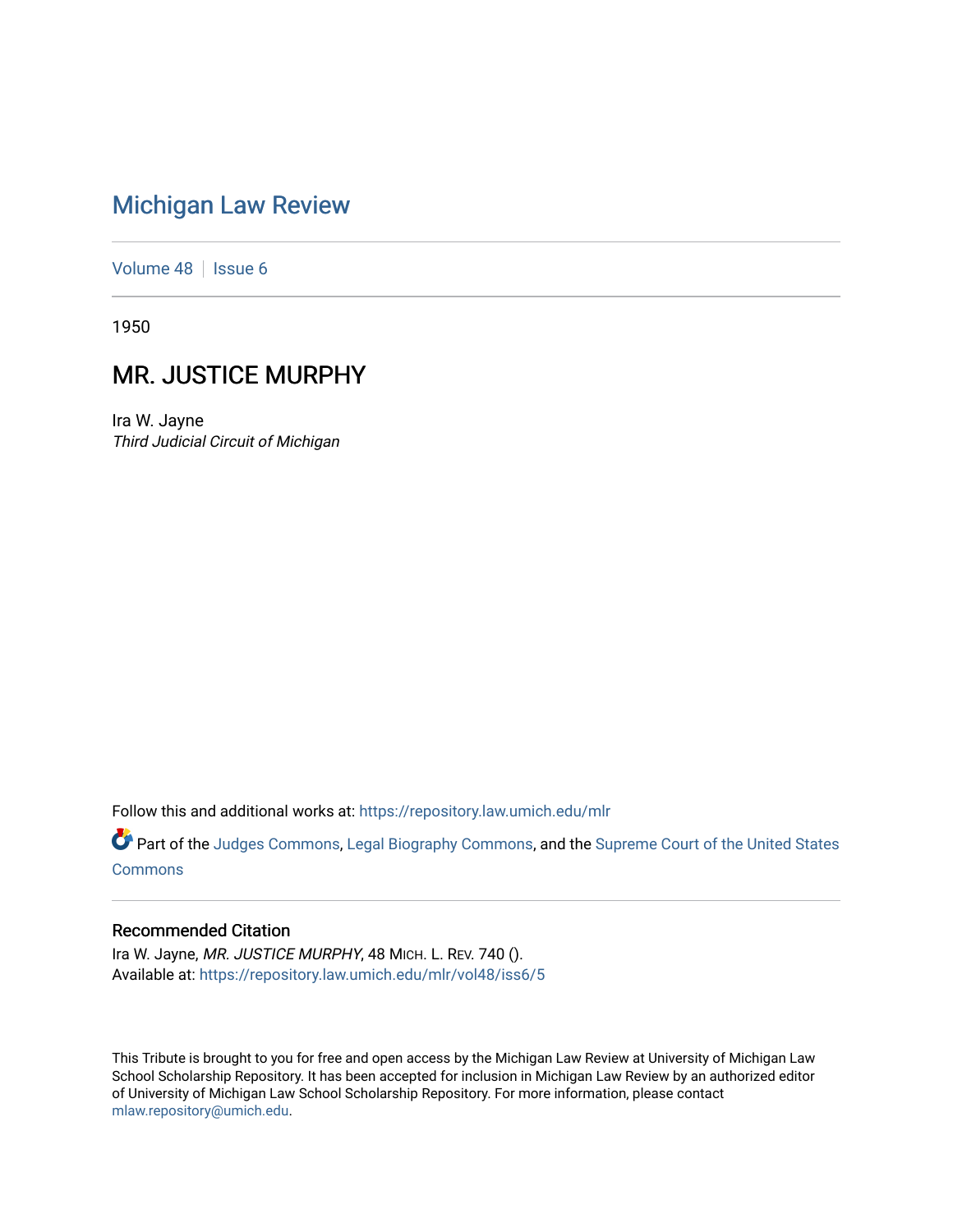# Michigan Law Review

Volume 48 | Issue 6

1950

## MR. JUSTICE MURPHY

Ira W. Jayne
*Third Judicial Circuit of Michigan*

Follow this and additional works at: https://repository.law.umich.edu/mlr

Part of the Judges Commons, Legal Biography Commons, and the Supreme Court of the United States Commons

### Recommended Citation

Ira W. Jayne, *MR. JUSTICE MURPHY*, 48 MICH. L. REV. 740 ().
Available at: https://repository.law.umich.edu/mlr/vol48/iss6/5

This Tribute is brought to you for free and open access by the Michigan Law Review at University of Michigan Law School Scholarship Repository. It has been accepted for inclusion in Michigan Law Review by an authorized editor of University of Michigan Law School Scholarship Repository. For more information, please contact mlaw.repository@umich.edu.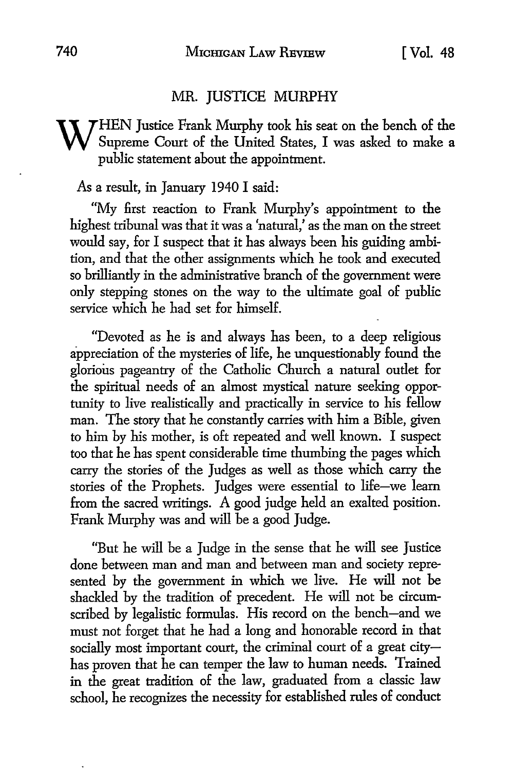## MR. JUSTICE MURPHY

WHEN Justice Frank Murphy took his seat on the bench of the Supreme Court of the United States, I was asked to make a public statement about the appointment.

As a result, in January 1940 I said:

"My first reaction to Frank Murphy's appointment to the highest tribunal was that it was a 'natural,' as the man on the street would say, for I suspect that it has always been his guiding ambition, and that the other assignments which he took and executed so brilliantly in the administrative branch of the government were only stepping stones on the way to the ultimate goal of public service which he had set for himself.

"Devoted as he is and always has been, to a deep religious appreciation of the mysteries of life, he unquestionably found the glorious pageantry of the Catholic Church a natural outlet for the spiritual needs of an almost mystical nature seeking opportunity to live realistically and practically in service to his fellow man. The story that he constantly carries with him a Bible, given to him by his mother, is oft repeated and well known. I suspect too that he has spent considerable time thumbing the pages which carry the stories of the Judges as well as those which carry the stories of the Prophets. Judges were essential to life—we learn from the sacred writings. A good judge held an exalted position. Frank Murphy was and will be a good Judge.

"But he will be a Judge in the sense that he will see Justice done between man and man and between man and society represented by the government in which we live. He will not be shackled by the tradition of precedent. He will not be circumscribed by legalistic formulas. His record on the bench—and we must not forget that he had a long and honorable record in that socially most important court, the criminal court of a great city—has proven that he can temper the law to human needs. Trained in the great tradition of the law, graduated from a classic law school, he recognizes the necessity for established rules of conduct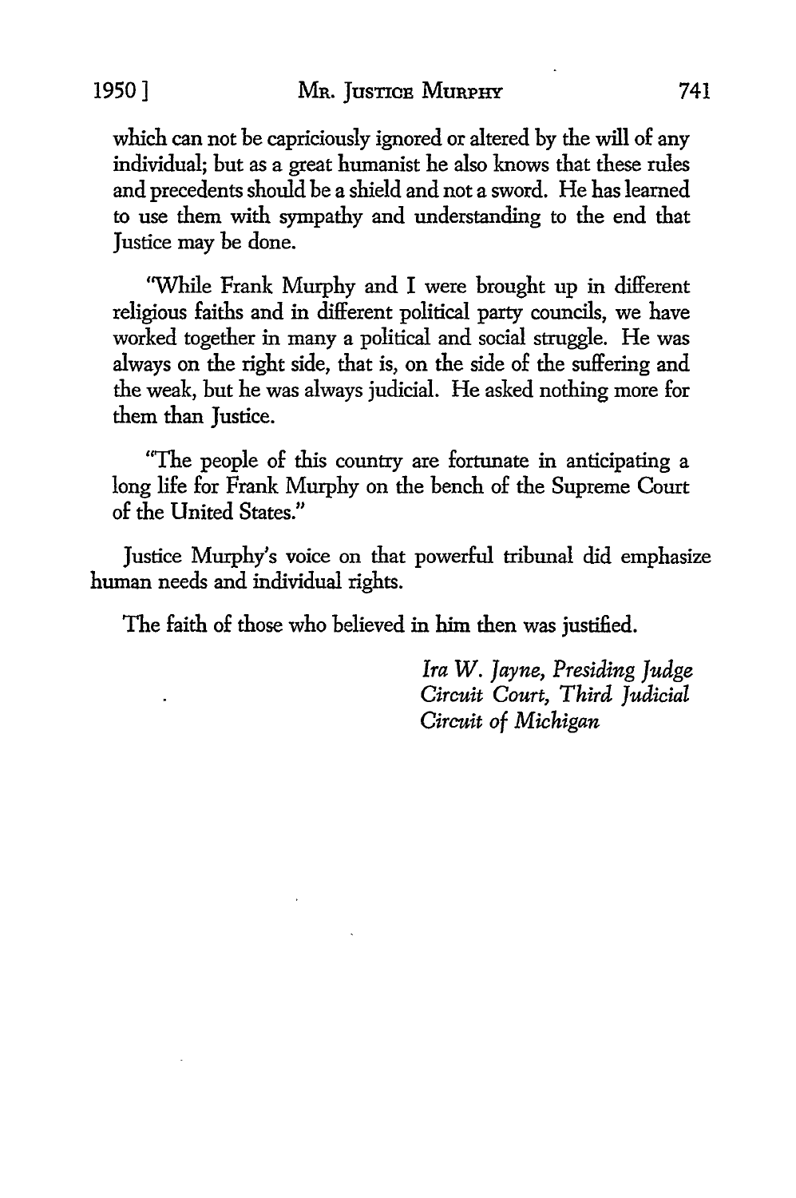which can not be capriciously ignored or altered by the will of any individual; but as a great humanist he also knows that these rules and precedents should be a shield and not a sword. He has learned to use them with sympathy and understanding to the end that Justice may be done.

"While Frank Murphy and I were brought up in different religious faiths and in different political party councils, we have worked together in many a political and social struggle. He was always on the right side, that is, on the side of the suffering and the weak, but he was always judicial. He asked nothing more for them than Justice.

"The people of this country are fortunate in anticipating a long life for Frank Murphy on the bench of the Supreme Court of the United States."

Justice Murphy's voice on that powerful tribunal did emphasize human needs and individual rights.

The faith of those who believed in him then was justified.

*Ira W. Jayne, Presiding Judge*
*Circuit Court, Third Judicial*
*Circuit of Michigan*